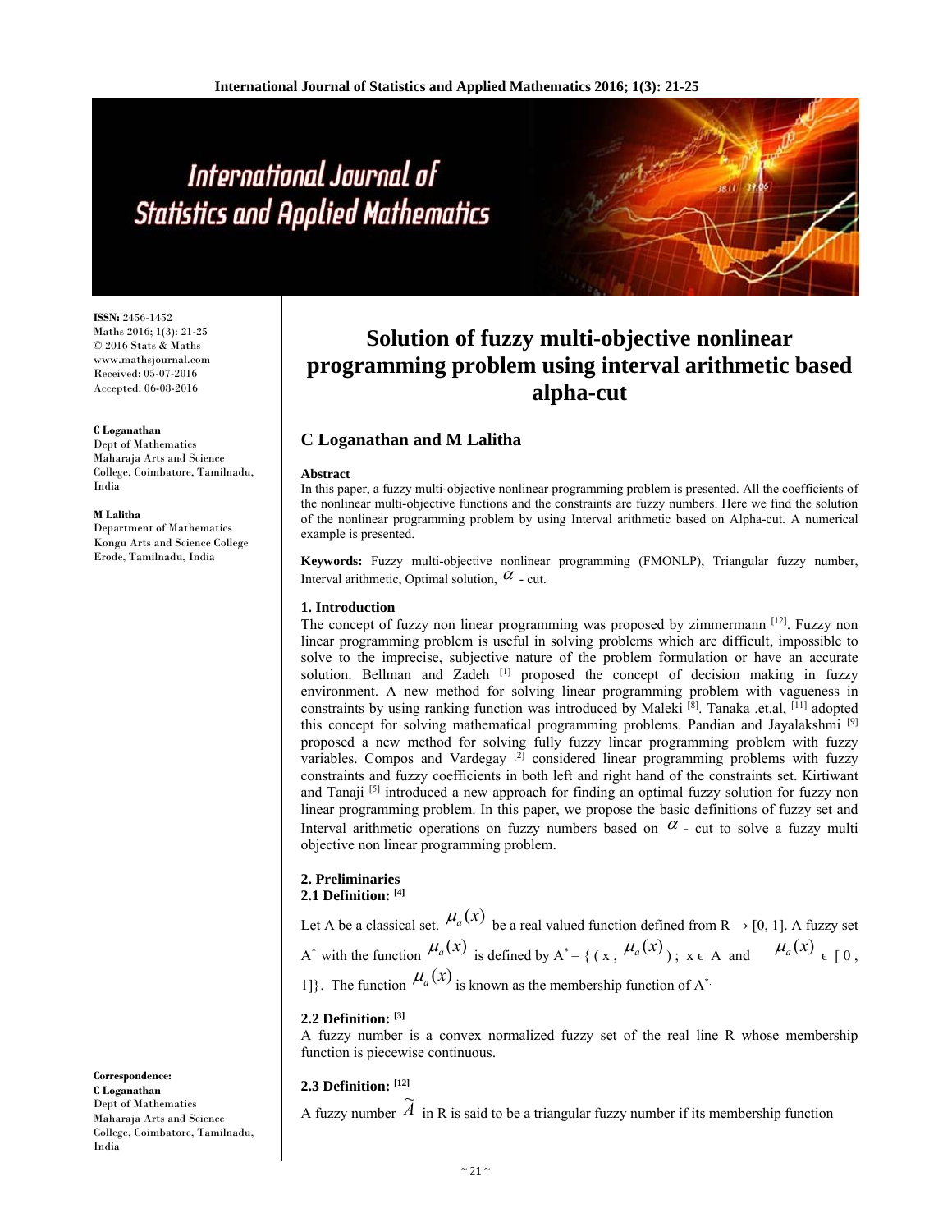ISSN: 2456-1452
Maths 2016; 1(3): 21-25
© 2016 Stats & Maths
www.mathsjournal.com
Received: 05-07-2016
Accepted: 06-08-2016

**C Loganathan**
Dept of Mathematics
Maharaja Arts and Science College, Coimbatore, Tamilnadu, India

**M Lalitha**
Department of Mathematics
Kongu Arts and Science College
Erode, Tamilnadu, India

**Correspondence:**
**C Loganathan**
Dept of Mathematics
Maharaja Arts and Science College, Coimbatore, Tamilnadu, India

# Solution of fuzzy multi-objective nonlinear programming problem using interval arithmetic based alpha-cut

## C Loganathan and M Lalitha

**Abstract**

In this paper, a fuzzy multi-objective nonlinear programming problem is presented. All the coefficients of the nonlinear multi-objective functions and the constraints are fuzzy numbers. Here we find the solution of the nonlinear programming problem by using Interval arithmetic based on Alpha-cut. A numerical example is presented.

**Keywords:** Fuzzy multi-objective nonlinear programming (FMONLP), Triangular fuzzy number, Interval arithmetic, Optimal solution, $\alpha$ - cut.

### 1. Introduction

The concept of fuzzy non linear programming was proposed by zimmermann [12]. Fuzzy non linear programming problem is useful in solving problems which are difficult, impossible to solve to the imprecise, subjective nature of the problem formulation or have an accurate solution. Bellman and Zadeh [1] proposed the concept of decision making in fuzzy environment. A new method for solving linear programming problem with vagueness in constraints by using ranking function was introduced by Maleki [8]. Tanaka .et.al, [11] adopted this concept for solving mathematical programming problems. Pandian and Jayalakshmi [9] proposed a new method for solving fully fuzzy linear programming problem with fuzzy variables. Compos and Vardegay [2] considered linear programming problems with fuzzy constraints and fuzzy coefficients in both left and right hand of the constraints set. Kirtiwant and Tanaji [5] introduced a new approach for finding an optimal fuzzy solution for fuzzy non linear programming problem. In this paper, we propose the basic definitions of fuzzy set and Interval arithmetic operations on fuzzy numbers based on $\alpha$ - cut to solve a fuzzy multi objective non linear programming problem.

### 2. Preliminaries

#### 2.1 Definition: [4]

Let A be a classical set. $\mu_a(x)$ be a real valued function defined from $R \rightarrow [0, 1]$. A fuzzy set $A^*$ with the function $\mu_a(x)$ is defined by $A^* = \{ (x, \mu_a(x)) ; x \in A \text{ and } \mu_a(x) \in [0, 1]\}$. The function $\mu_a(x)$ is known as the membership function of $A^*$.

#### 2.2 Definition: [3]

A fuzzy number is a convex normalized fuzzy set of the real line R whose membership function is piecewise continuous.

#### 2.3 Definition: [12]

A fuzzy number $\widetilde{A}$ in R is said to be a triangular fuzzy number if its membership function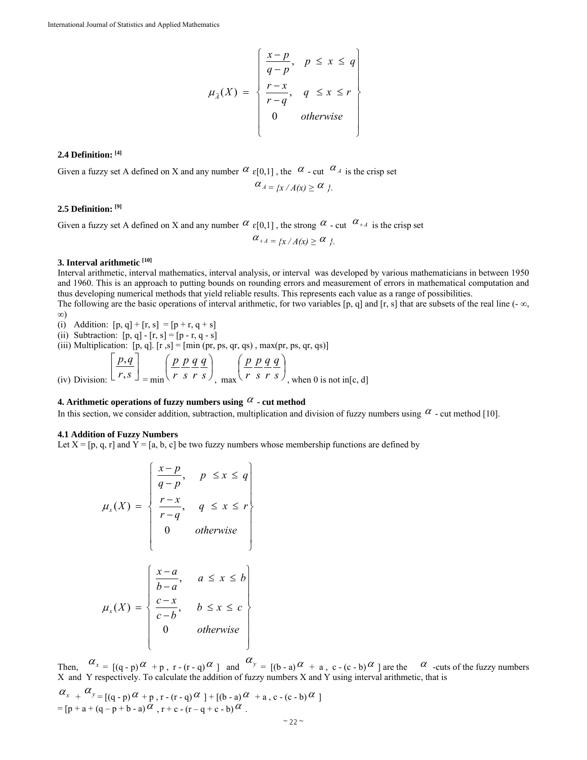$$\mu_{\tilde{A}}(X) = \begin{cases} \dfrac{x-p}{q-p}, & p \le x \le q \\ \dfrac{r-x}{r-q}, & q \le x \le r \\ 0 & otherwise \end{cases}$$

### 2.4 Definition: [4]

Given a fuzzy set A defined on X and any number $\alpha$ ε[0,1] , the $\alpha$ - cut $\alpha_A$ is the crisp set

$$\alpha_A = \{x / A(x) \ge \alpha \}.$$

### 2.5 Definition: [9]

Given a fuzzy set A defined on X and any number $\alpha$ ε[0,1] , the strong $\alpha$ - cut $\alpha_{+A}$ is the crisp set

$$\alpha_{+A} = \{x / A(x) \ge \alpha \}.$$

### 3. Interval arithmetic [10]

Interval arithmetic, interval mathematics, interval analysis, or interval was developed by various mathematicians in between 1950 and 1960. This is an approach to putting bounds on rounding errors and measurement of errors in mathematical computation and thus developing numerical methods that yield reliable results. This represents each value as a range of possibilities.

The following are the basic operations of interval arithmetic, for two variables [p, q] and [r, s] that are subsets of the real line (- ∞, ∞)

(i) Addition: $[p, q] + [r, s] = [p + r, q + s]$
(ii) Subtraction: $[p, q] - [r, s] = [p - r, q - s]$
(iii) Multiplication: $[p, q]. [r ,s] = [\min (pr, ps, qr, qs) , \max(pr, ps, qr, qs)]$
(iv) Division: $\left[\dfrac{p,q}{r,s}\right] = \min\left(\dfrac{p}{r}\,\dfrac{p}{s}\,\dfrac{q}{r}\,\dfrac{q}{s}\right),\ \max\left(\dfrac{p}{r}\,\dfrac{p}{s}\,\dfrac{q}{r}\,\dfrac{q}{s}\right)$, when 0 is not in[c, d]

### 4. Arithmetic operations of fuzzy numbers using $\alpha$ - cut method

In this section, we consider addition, subtraction, multiplication and division of fuzzy numbers using $\alpha$ - cut method [10].

#### 4.1 Addition of Fuzzy Numbers

Let X = [p, q, r] and Y = [a, b, c] be two fuzzy numbers whose membership functions are defined by

$$\mu_x(X) = \begin{cases} \dfrac{x-p}{q-p}, & p \le x \le q \\ \dfrac{r-x}{r-q}, & q \le x \le r \\ 0 & otherwise \end{cases}$$

$$\mu_x(X) = \begin{cases} \dfrac{x-a}{b-a}, & a \le x \le b \\ \dfrac{c-x}{c-b}, & b \le x \le c \\ 0 & otherwise \end{cases}$$

Then, $\alpha_x = [(q - p)\alpha + p,\ r - (r - q)\alpha]$ and $\alpha_y = [(b - a)\alpha + a,\ c - (c - b)\alpha]$ are the $\alpha$ -cuts of the fuzzy numbers X and Y respectively. To calculate the addition of fuzzy numbers X and Y using interval arithmetic, that is

$$\alpha_x + \alpha_y = [(q - p)\alpha + p,\ r - (r - q)\alpha] + [(b - a)\alpha + a,\ c - (c - b)\alpha]$$
$$= [p + a + (q - p + b - a)\alpha,\ r + c - (r - q + c - b)\alpha].$$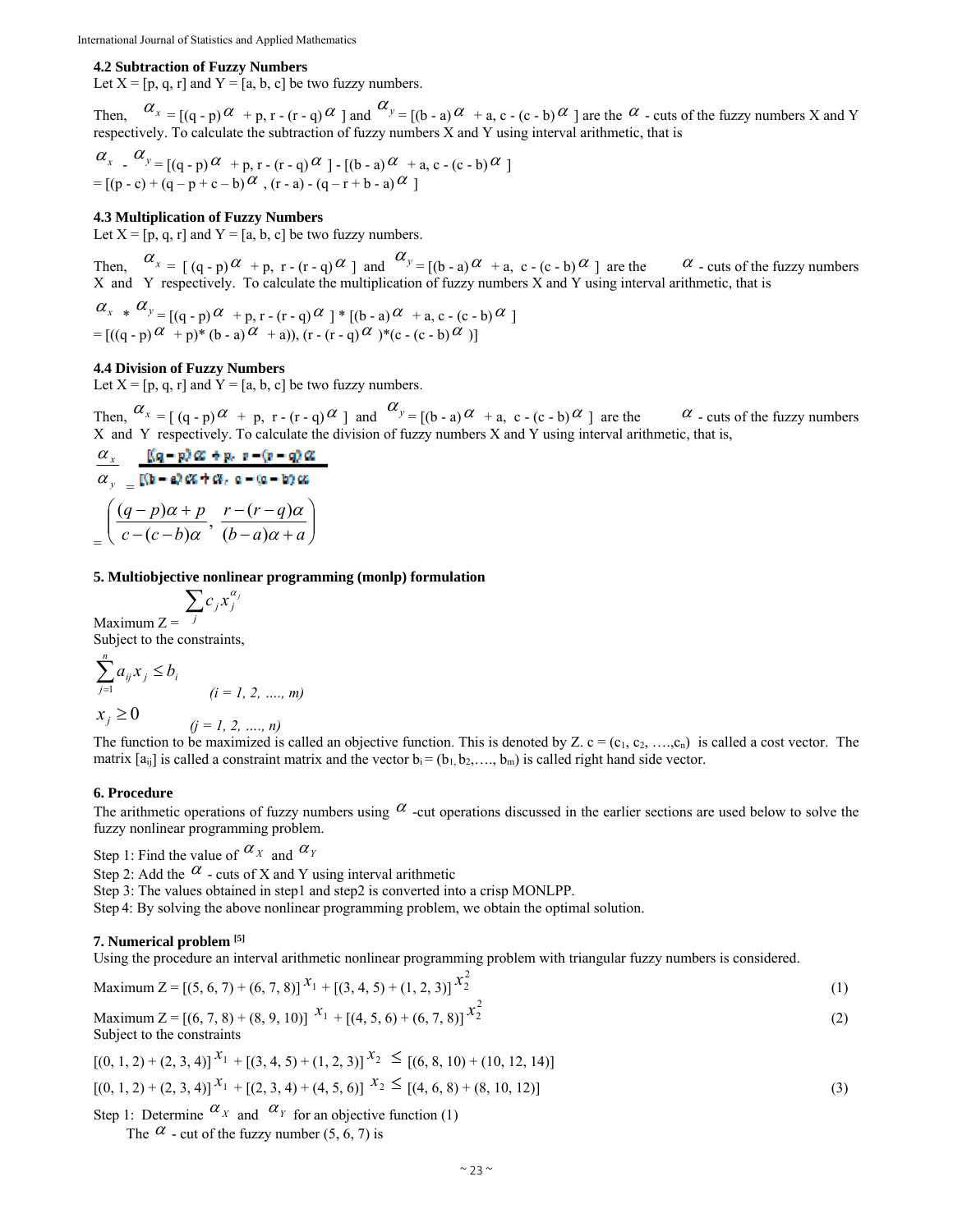### 4.2 Subtraction of Fuzzy Numbers

Let X = [p, q, r] and Y = [a, b, c] be two fuzzy numbers.

Then, $\alpha_x$ = [(q - p)$\alpha$ + p, r - (r - q)$\alpha$ ] and $\alpha_y$ = [(b - a)$\alpha$ + a, c - (c - b)$\alpha$ ] are the $\alpha$ - cuts of the fuzzy numbers X and Y respectively. To calculate the subtraction of fuzzy numbers X and Y using interval arithmetic, that is

$\alpha_x$ - $\alpha_y$ = [(q - p)$\alpha$ + p, r - (r - q)$\alpha$ ] - [(b - a)$\alpha$ + a, c - (c - b)$\alpha$ ]
= [(p - c) + (q – p + c – b)$\alpha$ , (r - a) - (q – r + b - a)$\alpha$ ]

### 4.3 Multiplication of Fuzzy Numbers

Let X = [p, q, r] and Y = [a, b, c] be two fuzzy numbers.

Then, $\alpha_x$ = [ (q - p)$\alpha$ + p, r - (r - q)$\alpha$ ] and $\alpha_y$ = [(b - a)$\alpha$ + a, c - (c - b)$\alpha$ ] are the $\alpha$ - cuts of the fuzzy numbers X and Y respectively. To calculate the multiplication of fuzzy numbers X and Y using interval arithmetic, that is

$\alpha_x$ * $\alpha_y$ = [(q - p)$\alpha$ + p, r - (r - q)$\alpha$ ] * [(b - a)$\alpha$ + a, c - (c - b)$\alpha$ ]
= [((q - p)$\alpha$ + p)* (b - a)$\alpha$ + a)), (r - (r - q)$\alpha$ )*(c - (c - b)$\alpha$ )]

### 4.4 Division of Fuzzy Numbers

Let X = [p, q, r] and Y = [a, b, c] be two fuzzy numbers.

Then, $\alpha_x$ = [ (q - p)$\alpha$ + p, r - (r - q)$\alpha$ ] and $\alpha_y$ = [(b - a)$\alpha$ + a, c - (c - b)$\alpha$ ] are the $\alpha$ - cuts of the fuzzy numbers X and Y respectively. To calculate the division of fuzzy numbers X and Y using interval arithmetic, that is,

$$\frac{\alpha_x}{\alpha_y} = \frac{[(q-p)\alpha + p,\ r-(r-q)\alpha]}{[(b-a)\alpha + a,\ c-(c-b)\alpha]}$$

$$= \left(\frac{(q-p)\alpha + p}{c-(c-b)\alpha}, \frac{r-(r-q)\alpha}{(b-a)\alpha + a}\right)$$

### 5. Multiobjective nonlinear programming (monlp) formulation

Maximum Z = $\sum_j c_j x_j^{\alpha_j}$

Subject to the constraints,

$$\sum_{j=1}^{n} a_{ij} x_j \le b_i \qquad (i = 1, 2, \ldots, m)$$

$$x_j \ge 0 \qquad (j = 1, 2, \ldots, n)$$

The function to be maximized is called an objective function. This is denoted by Z. c = ($c_1$, $c_2$, ….,$c_n$) is called a cost vector. The matrix [$a_{ij}$] is called a constraint matrix and the vector $b_i$ = ($b_1$, $b_2$,…., $b_m$) is called right hand side vector.

### 6. Procedure

The arithmetic operations of fuzzy numbers using $\alpha$ -cut operations discussed in the earlier sections are used below to solve the fuzzy nonlinear programming problem.

Step 1: Find the value of $\alpha_X$ and $\alpha_Y$
Step 2: Add the $\alpha$ - cuts of X and Y using interval arithmetic
Step 3: The values obtained in step1 and step2 is converted into a crisp MONLPP.
Step 4: By solving the above nonlinear programming problem, we obtain the optimal solution.

### 7. Numerical problem [5]

Using the procedure an interval arithmetic nonlinear programming problem with triangular fuzzy numbers is considered.

Maximum Z = [(5, 6, 7) + (6, 7, 8)] $x_1$ + [(3, 4, 5) + (1, 2, 3)] $x_2^2$ (1)

Maximum Z = [(6, 7, 8) + (8, 9, 10)] $x_1$ + [(4, 5, 6) + (6, 7, 8)] $x_2^2$ (2)

Subject to the constraints

[(0, 1, 2) + (2, 3, 4)] $x_1$ + [(3, 4, 5) + (1, 2, 3)] $x_2$ $\le$ [(6, 8, 10) + (10, 12, 14)]

[(0, 1, 2) + (2, 3, 4)] $x_1$ + [(2, 3, 4) + (4, 5, 6)] $x_2$ $\le$ [(4, 6, 8) + (8, 10, 12)] (3)

Step 1: Determine $\alpha_X$ and $\alpha_Y$ for an objective function (1)

The $\alpha$ - cut of the fuzzy number (5, 6, 7) is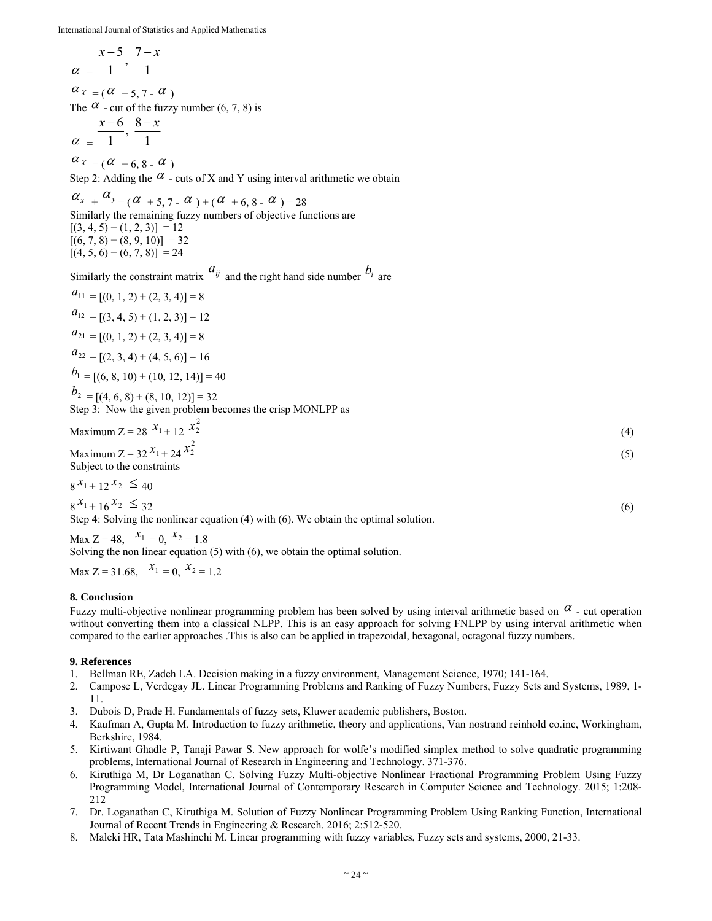$\alpha = \dfrac{x-5}{1}, \dfrac{7-x}{1}$

$\alpha_X = (\alpha + 5, 7 - \alpha)$

The $\alpha$ - cut of the fuzzy number (6, 7, 8) is

$\alpha = \dfrac{x-6}{1}, \dfrac{8-x}{1}$

$\alpha_X = (\alpha + 6, 8 - \alpha)$

Step 2: Adding the $\alpha$ - cuts of X and Y using interval arithmetic we obtain

$\alpha_x + \alpha_y = (\alpha + 5, 7 - \alpha) + (\alpha + 6, 8 - \alpha) = 28$

Similarly the remaining fuzzy numbers of objective functions are

[(3, 4, 5) + (1, 2, 3)] = 12
[(6, 7, 8) + (8, 9, 10)] = 32
[(4, 5, 6) + (6, 7, 8)] = 24

Similarly the constraint matrix $a_{ij}$ and the right hand side number $b_i$ are

$a_{11}$ = [(0, 1, 2) + (2, 3, 4)] = 8

$a_{12}$ = [(3, 4, 5) + (1, 2, 3)] = 12

$a_{21}$ = [(0, 1, 2) + (2, 3, 4)] = 8

$a_{22}$ = [(2, 3, 4) + (4, 5, 6)] = 16

$b_1$ = [(6, 8, 10) + (10, 12, 14)] = 40

$b_2$ = [(4, 6, 8) + (8, 10, 12)] = 32

Step 3: Now the given problem becomes the crisp MONLPP as

$$\text{Maximum } Z = 28\,x_1 + 12\,x_2^2 \tag{4}$$

$$\text{Maximum } Z = 32\,x_1 + 24\,x_2^2 \tag{5}$$

Subject to the constraints

$$8x_1 + 12x_2 \leq 40$$

$$8x_1 + 16x_2 \leq 32 \tag{6}$$

Step 4: Solving the nonlinear equation (4) with (6). We obtain the optimal solution.

Max Z = 48, $x_1 = 0$, $x_2 = 1.8$

Solving the non linear equation (5) with (6), we obtain the optimal solution.

Max Z = 31.68, $x_1 = 0$, $x_2 = 1.2$

## 8. Conclusion

Fuzzy multi-objective nonlinear programming problem has been solved by using interval arithmetic based on $\alpha$ - cut operation without converting them into a classical NLPP. This is an easy approach for solving FNLPP by using interval arithmetic when compared to the earlier approaches .This is also can be applied in trapezoidal, hexagonal, octagonal fuzzy numbers.

## 9. References

1. Bellman RE, Zadeh LA. Decision making in a fuzzy environment, Management Science, 1970; 141-164.
2. Campose L, Verdegay JL. Linear Programming Problems and Ranking of Fuzzy Numbers, Fuzzy Sets and Systems, 1989, 1-11.
3. Dubois D, Prade H. Fundamentals of fuzzy sets, Kluwer academic publishers, Boston.
4. Kaufman A, Gupta M. Introduction to fuzzy arithmetic, theory and applications, Van nostrand reinhold co.inc, Workingham, Berkshire, 1984.
5. Kirtiwant Ghadle P, Tanaji Pawar S. New approach for wolfe's modified simplex method to solve quadratic programming problems, International Journal of Research in Engineering and Technology. 371-376.
6. Kiruthiga M, Dr Loganathan C. Solving Fuzzy Multi-objective Nonlinear Fractional Programming Problem Using Fuzzy Programming Model, International Journal of Contemporary Research in Computer Science and Technology. 2015; 1:208-212
7. Dr. Loganathan C, Kiruthiga M. Solution of Fuzzy Nonlinear Programming Problem Using Ranking Function, International Journal of Recent Trends in Engineering & Research. 2016; 2:512-520.
8. Maleki HR, Tata Mashinchi M. Linear programming with fuzzy variables, Fuzzy sets and systems, 2000, 21-33.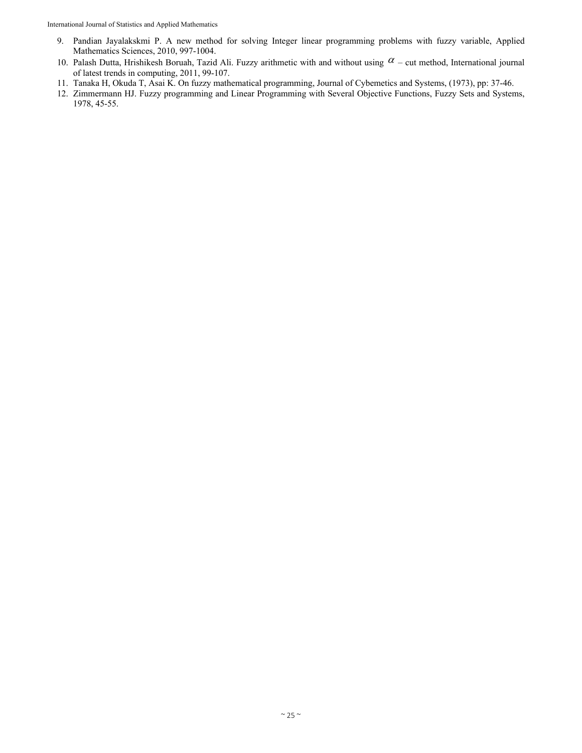9. Pandian Jayalakskmi P. A new method for solving Integer linear programming problems with fuzzy variable, Applied Mathematics Sciences, 2010, 997-1004.
10. Palash Dutta, Hrishikesh Boruah, Tazid Ali. Fuzzy arithmetic with and without using $\alpha$ – cut method, International journal of latest trends in computing, 2011, 99-107.
11. Tanaka H, Okuda T, Asai K. On fuzzy mathematical programming, Journal of Cybemetics and Systems, (1973), pp: 37-46.
12. Zimmermann HJ. Fuzzy programming and Linear Programming with Several Objective Functions, Fuzzy Sets and Systems, 1978, 45-55.